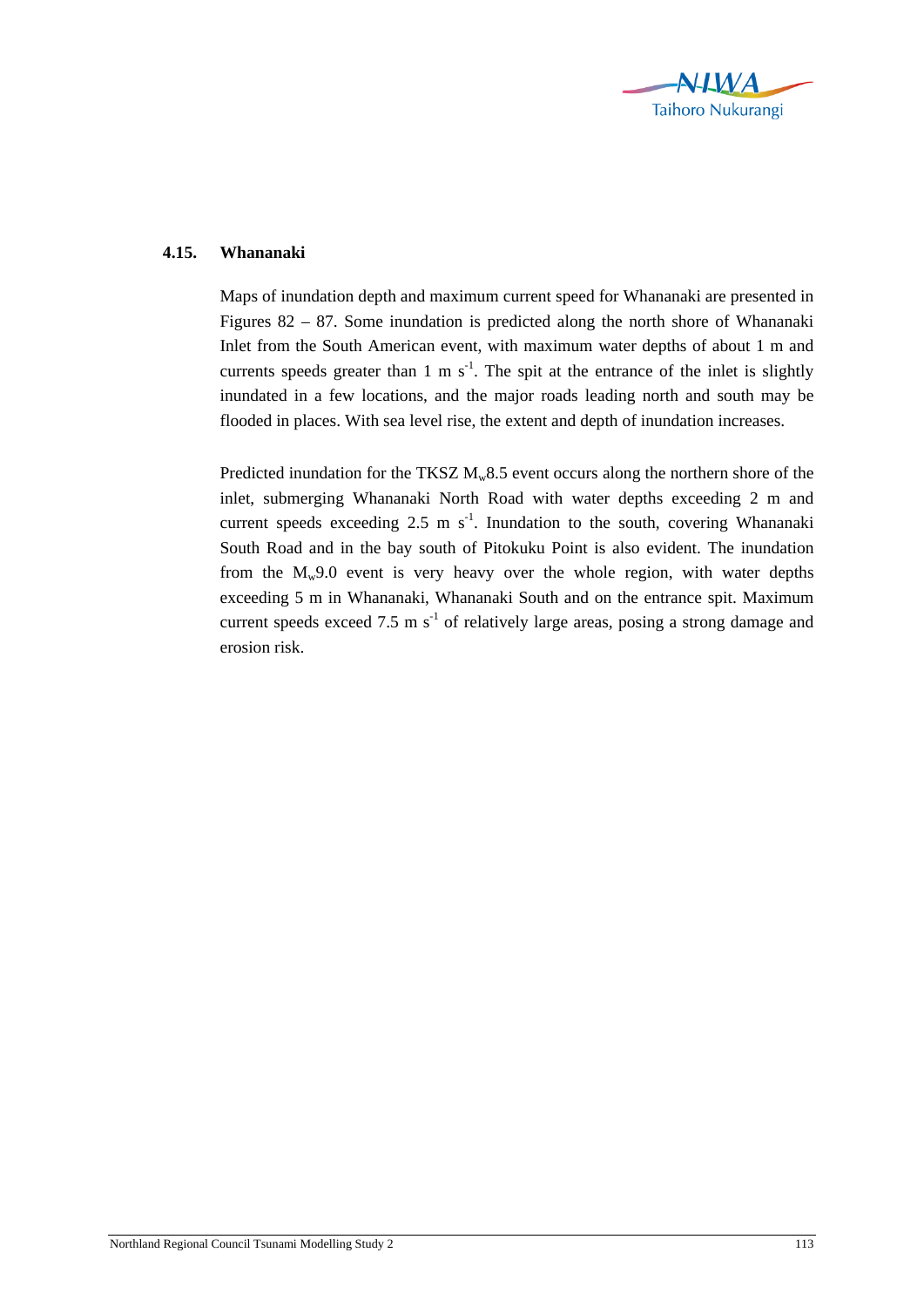## 4.15. Whananaki

Maps of inundation depth and maximum current speed for Whananaki are presented in Figures 82 – 87. Some inundation is predicted along the north shore of Whananaki Inlet from the South American event, with maximum water depths of about 1 m and currents speeds greater than 1 m $s^{-1}$. The spit at the entrance of the inlet is slightly inundated in a few locations, and the major roads leading north and south may be flooded in places. With sea level rise, the extent and depth of inundation increases.

Predicted inundation for the TKSZ $M_w$8.5 event occurs along the northern shore of the inlet, submerging Whananaki North Road with water depths exceeding 2 m and current speeds exceeding 2.5 m $s^{-1}$. Inundation to the south, covering Whananaki South Road and in the bay south of Pitokuku Point is also evident. The inundation from the $M_w$9.0 event is very heavy over the whole region, with water depths exceeding 5 m in Whananaki, Whananaki South and on the entrance spit. Maximum current speeds exceed 7.5 m $s^{-1}$ of relatively large areas, posing a strong damage and erosion risk.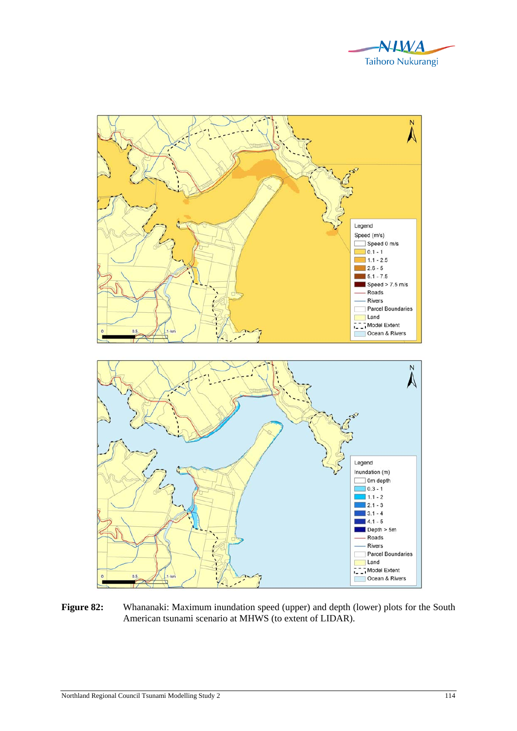**Figure 82:** Whananaki: Maximum inundation speed (upper) and depth (lower) plots for the South American tsunami scenario at MHWS (to extent of LIDAR).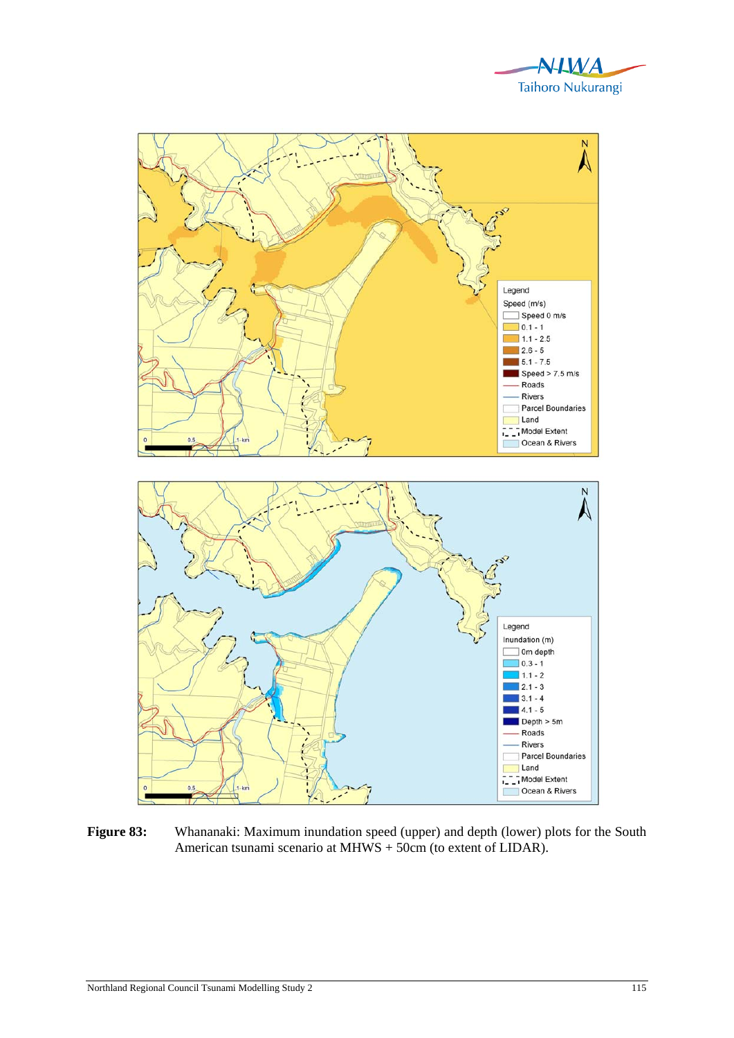**Figure 83:** Whananaki: Maximum inundation speed (upper) and depth (lower) plots for the South American tsunami scenario at MHWS + 50cm (to extent of LIDAR).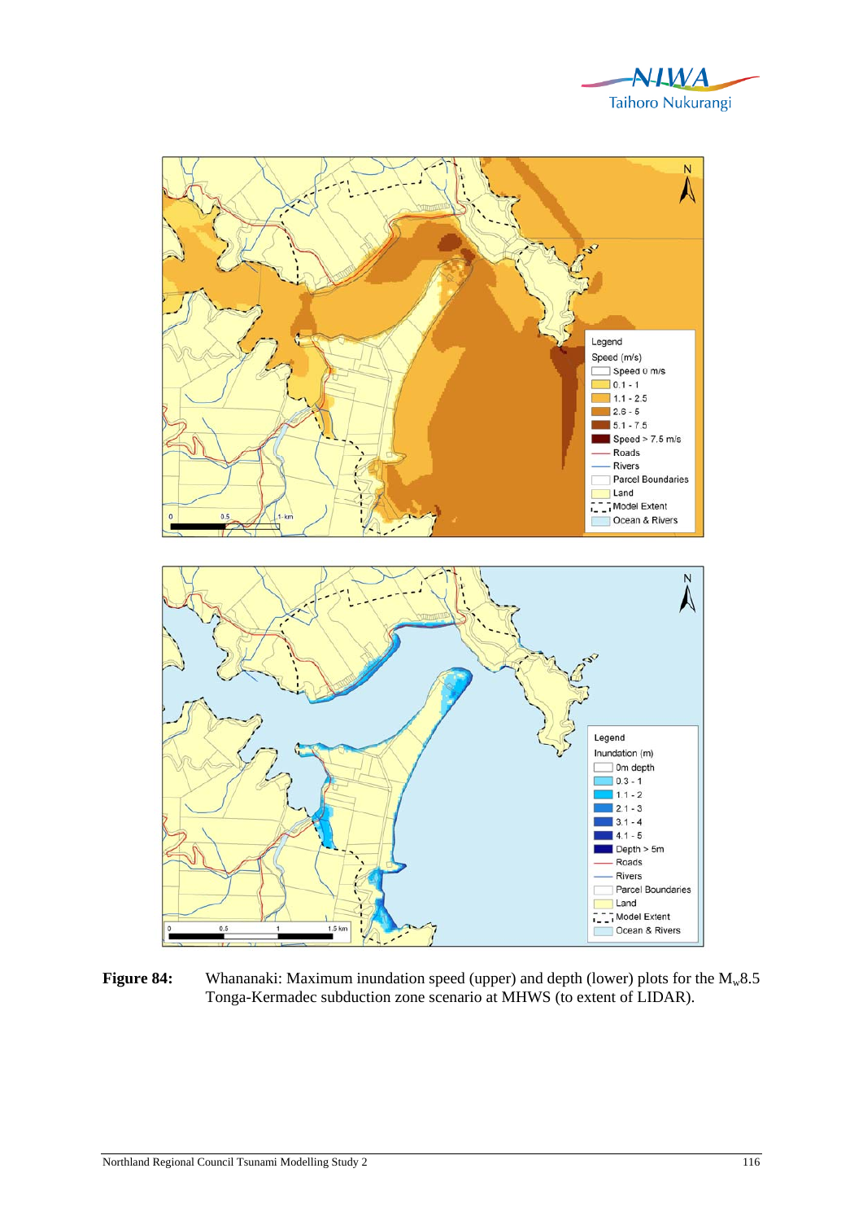**Figure 84:** Whananaki: Maximum inundation speed (upper) and depth (lower) plots for the $M_w$8.5 Tonga-Kermadec subduction zone scenario at MHWS (to extent of LIDAR).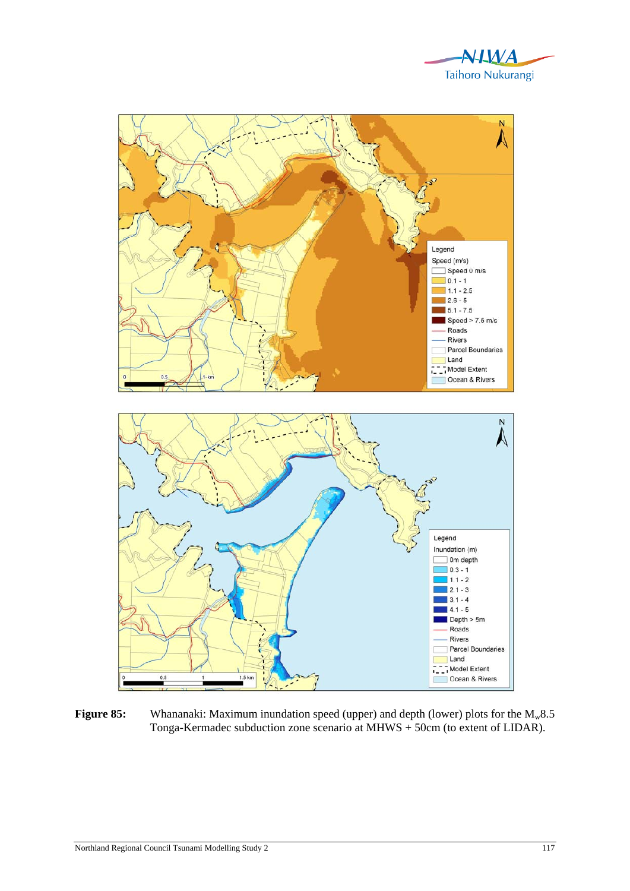**Figure 85:** Whananaki: Maximum inundation speed (upper) and depth (lower) plots for the $M_w$8.5 Tonga-Kermadec subduction zone scenario at MHWS + 50cm (to extent of LIDAR).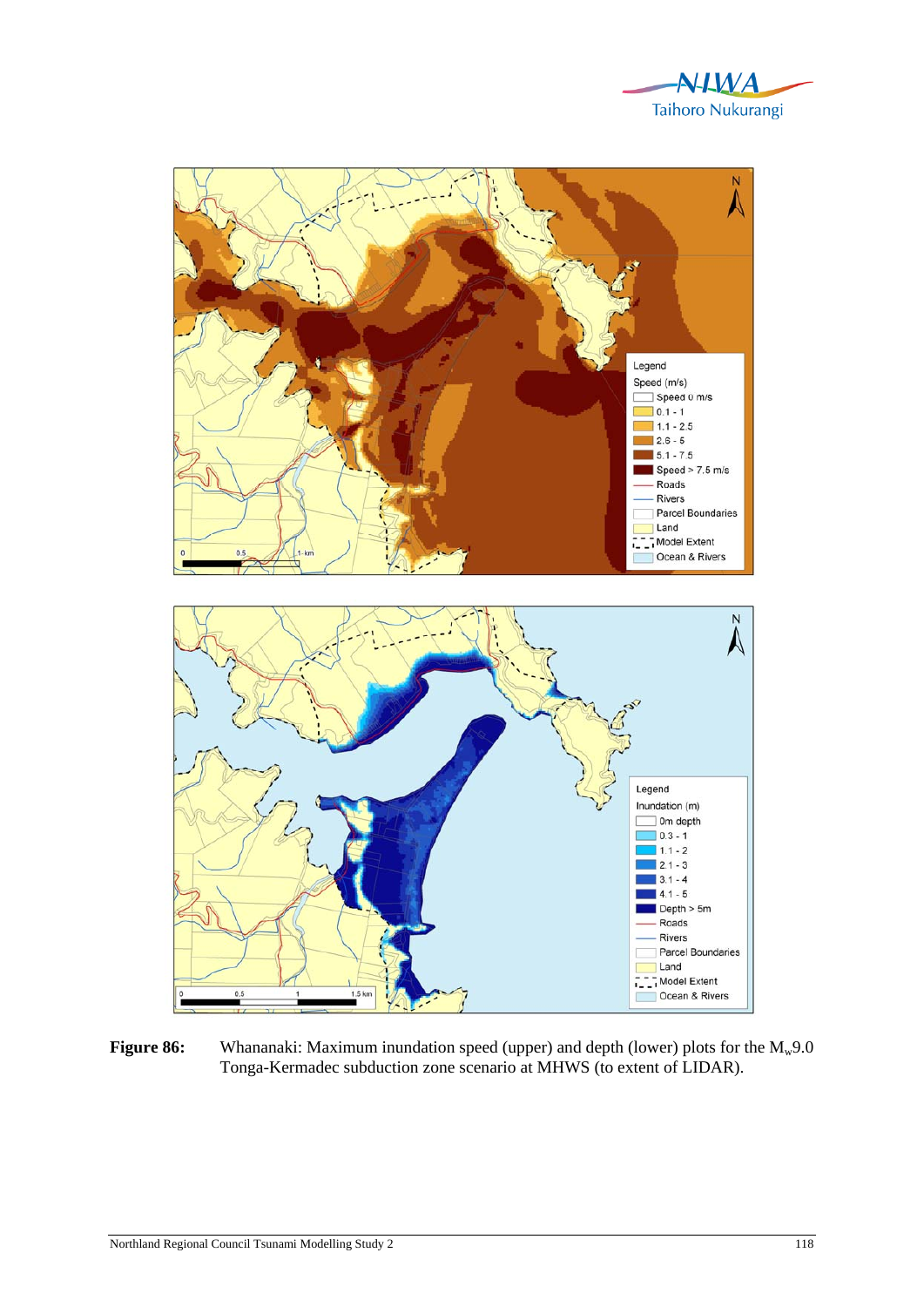**Figure 86:** Whananaki: Maximum inundation speed (upper) and depth (lower) plots for the $M_w$9.0 Tonga-Kermadec subduction zone scenario at MHWS (to extent of LIDAR).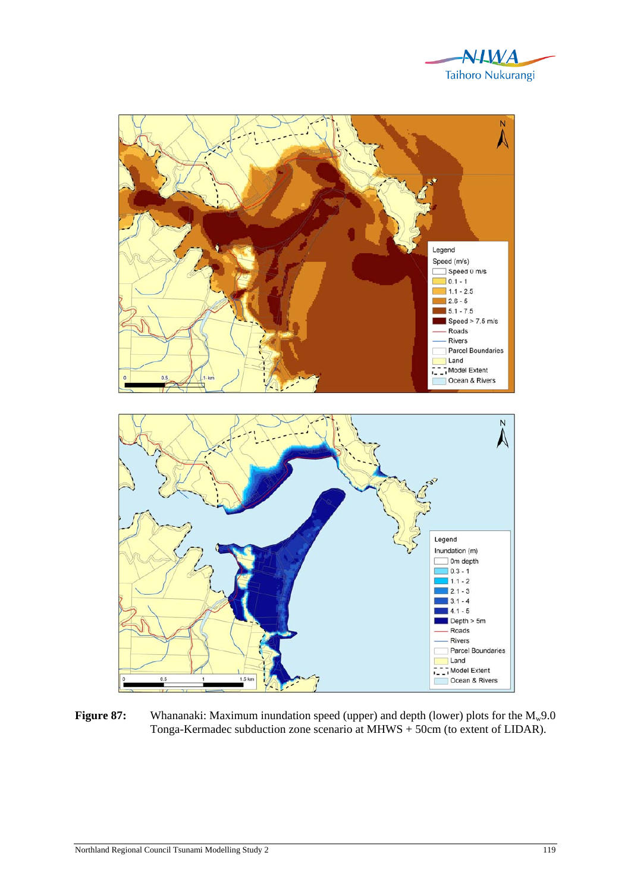Legend
Speed (m/s)
Speed 0 m/s
0.1 - 1
1.1 - 2.5
2.6 - 5
5.1 - 7.5
Speed > 7.5 m/s
Roads
Rivers
Parcel Boundaries
Land
Model Extent
Ocean & Rivers

0 0.5 1 km

Legend
Inundation (m)
0m depth
0.3 - 1
1.1 - 2
2.1 - 3
3.1 - 4
4.1 - 5
Depth > 5m
Roads
Rivers
Parcel Boundaries
Land
Model Extent
Ocean & Rivers

0 0.5 1 1.5 km

**Figure 87:** Whananaki: Maximum inundation speed (upper) and depth (lower) plots for the $M_w$9.0 Tonga-Kermadec subduction zone scenario at MHWS + 50cm (to extent of LIDAR).